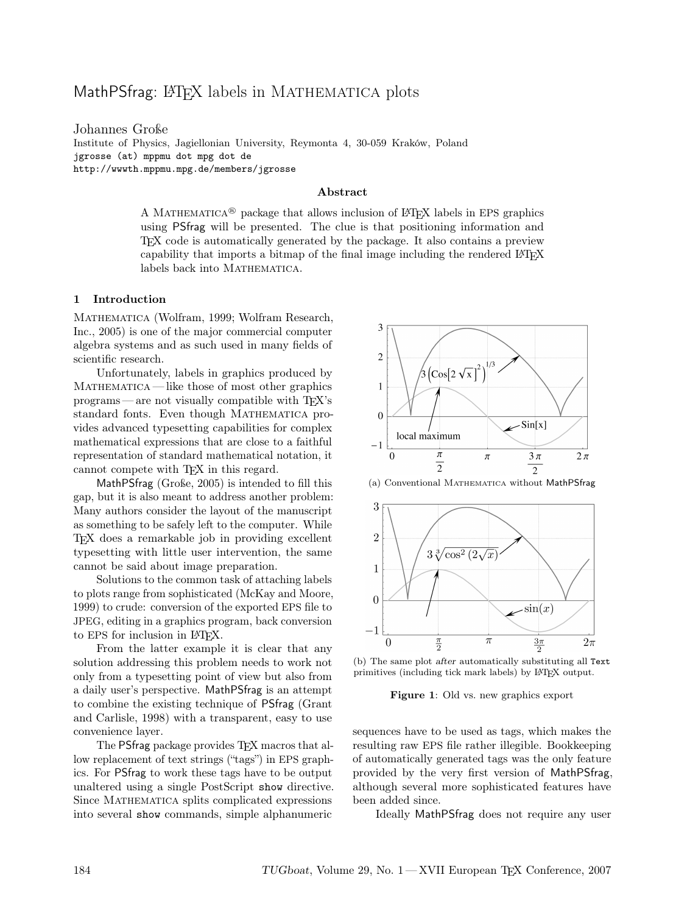# MathPSfrag: LaTeX labels in Mathematica plots

Johannes Große
Institute of Physics, Jagiellonian University, Reymonta 4, 30-059 Kraków, Poland
jgrosse (at) mppmu dot mpg dot de
http://wwwth.mppmu.mpg.de/members/jgrosse

### Abstract

A Mathematica® package that allows inclusion of LaTeX labels in EPS graphics using PSfrag will be presented. The clue is that positioning information and TeX code is automatically generated by the package. It also contains a preview capability that imports a bitmap of the final image including the rendered LaTeX labels back into Mathematica.

## 1 Introduction

Mathematica (Wolfram, 1999; Wolfram Research, Inc., 2005) is one of the major commercial computer algebra systems and as such used in many fields of scientific research.

Unfortunately, labels in graphics produced by Mathematica — like those of most other graphics programs — are not visually compatible with TeX's standard fonts. Even though Mathematica provides advanced typesetting capabilities for complex mathematical expressions that are close to a faithful representation of standard mathematical notation, it cannot compete with TeX in this regard.

MathPSfrag (Große, 2005) is intended to fill this gap, but it is also meant to address another problem: Many authors consider the layout of the manuscript as something to be safely left to the computer. While TeX does a remarkable job in providing excellent typesetting with little user intervention, the same cannot be said about image preparation.

Solutions to the common task of attaching labels to plots range from sophisticated (McKay and Moore, 1999) to crude: conversion of the exported EPS file to JPEG, editing in a graphics program, back conversion to EPS for inclusion in LaTeX.

From the latter example it is clear that any solution addressing this problem needs to work not only from a typesetting point of view but also from a daily user's perspective. MathPSfrag is an attempt to combine the existing technique of PSfrag (Grant and Carlisle, 1998) with a transparent, easy to use convenience layer.

The PSfrag package provides TeX macros that allow replacement of text strings ("tags") in EPS graphics. For PSfrag to work these tags have to be output unaltered using a single PostScript `show` directive. Since Mathematica splits complicated expressions into several `show` commands, simple alphanumeric sequences have to be used as tags, which makes the resulting raw EPS file rather illegible. Bookkeeping of automatically generated tags was the only feature provided by the very first version of MathPSfrag, although several more sophisticated features have been added since.

(a) Conventional Mathematica without MathPSfrag

(b) The same plot *after* automatically substituting all `Text` primitives (including tick mark labels) by LaTeX output.

**Figure 1**: Old vs. new graphics export

Ideally MathPSfrag does not require any user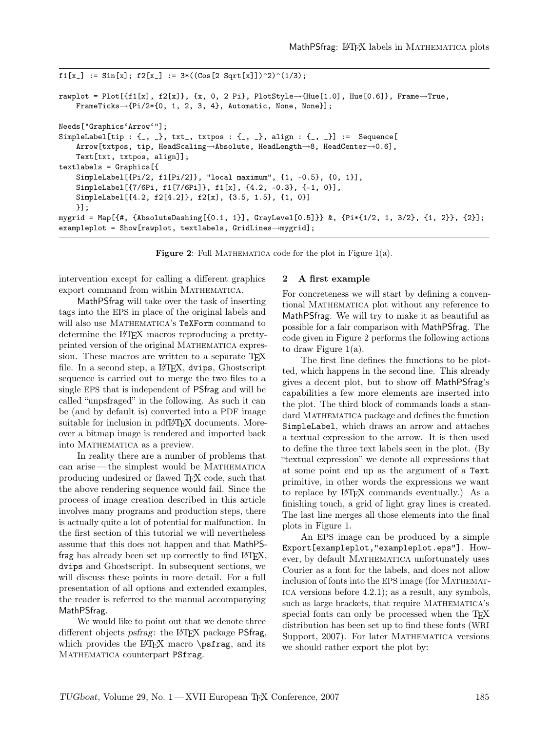```
f1[x_] := Sin[x]; f2[x_] := 3*((Cos[2 Sqrt[x]])^2)^(1/3);

rawplot = Plot[{f1[x], f2[x]}, {x, 0, 2 Pi}, PlotStyle→{Hue[1.0], Hue[0.6]}, Frame→True,
    FrameTicks→{Pi/2*{0, 1, 2, 3, 4}, Automatic, None, None}];

Needs["Graphics`Arrow`"];
SimpleLabel[tip : {_, _}, txt_, txtpos : {_, _}, align : {_, _}] := Sequence[
    Arrow[txtpos, tip, HeadScaling→Absolute, HeadLength→8, HeadCenter→0.6],
    Text[txt, txtpos, align]];
textlabels = Graphics[{
    SimpleLabel[{Pi/2, f1[Pi/2]}, "local maximum", {1, -0.5}, {0, 1}],
    SimpleLabel[{7/6Pi, f1[7/6Pi]}, f1[x], {4.2, -0.3}, {-1, 0}],
    SimpleLabel[{4.2, f2[4.2]}, f2[x], {3.5, 1.5}, {1, 0}]
    }];
mygrid = Map[{#, {AbsoluteDashing[{0.1, 1}], GrayLevel[0.5]}} &, {Pi*{1/2, 1, 3/2}, {1, 2}}, {2}];
exampleplot = Show[rawplot, textlabels, GridLines→mygrid];
```

**Figure 2**: Full MATHEMATICA code for the plot in Figure 1(a).

intervention except for calling a different graphics export command from within MATHEMATICA.

MathPSfrag will take over the task of inserting tags into the EPS in place of the original labels and will also use MATHEMATICA's `TeXForm` command to determine the LaTeX macros reproducing a pretty-printed version of the original MATHEMATICA expression. These macros are written to a separate TeX file. In a second step, a LaTeX, `dvips`, Ghostscript sequence is carried out to merge the two files to a single EPS that is independent of PSfrag and will be called "unpsfraged" in the following. As such it can be (and by default is) converted into a PDF image suitable for inclusion in pdfLaTeX documents. Moreover a bitmap image is rendered and imported back into MATHEMATICA as a preview.

In reality there are a number of problems that can arise — the simplest would be MATHEMATICA producing undesired or flawed TeX code, such that the above rendering sequence would fail. Since the process of image creation described in this article involves many programs and production steps, there is actually quite a lot of potential for malfunction. In the first section of this tutorial we will nevertheless assume that this does not happen and that MathPSfrag has already been set up correctly to find LaTeX, `dvips` and Ghostscript. In subsequent sections, we will discuss these points in more detail. For a full presentation of all options and extended examples, the reader is referred to the manual accompanying MathPSfrag.

We would like to point out that we denote three different objects *psfrag*: the LaTeX package PSfrag, which provides the LaTeX macro `\psfrag`, and its MATHEMATICA counterpart `PSfrag`.

## 2 A first example

For concreteness we will start by defining a conventional MATHEMATICA plot without any reference to MathPSfrag. We will try to make it as beautiful as possible for a fair comparison with MathPSfrag. The code given in Figure 2 performs the following actions to draw Figure 1(a).

The first line defines the functions to be plotted, which happens in the second line. This already gives a decent plot, but to show off MathPSfrag's capabilities a few more elements are inserted into the plot. The third block of commands loads a standard MATHEMATICA package and defines the function `SimpleLabel`, which draws an arrow and attaches a textual expression to the arrow. It is then used to define the three text labels seen in the plot. (By "textual expression" we denote all expressions that at some point end up as the argument of a `Text` primitive, in other words the expressions we want to replace by LaTeX commands eventually.) As a finishing touch, a grid of light gray lines is created. The last line merges all those elements into the final plots in Figure 1.

An EPS image can be produced by a simple `Export[exampleplot,"exampleplot.eps"]`. However, by default MATHEMATICA unfortunately uses Courier as a font for the labels, and does not allow inclusion of fonts into the EPS image (for MATHEMATICA versions before 4.2.1); as a result, any symbols, such as large brackets, that require MATHEMATICA's special fonts can only be processed when the TeX distribution has been set up to find these fonts (WRI Support, 2007). For later MATHEMATICA versions we should rather export the plot by: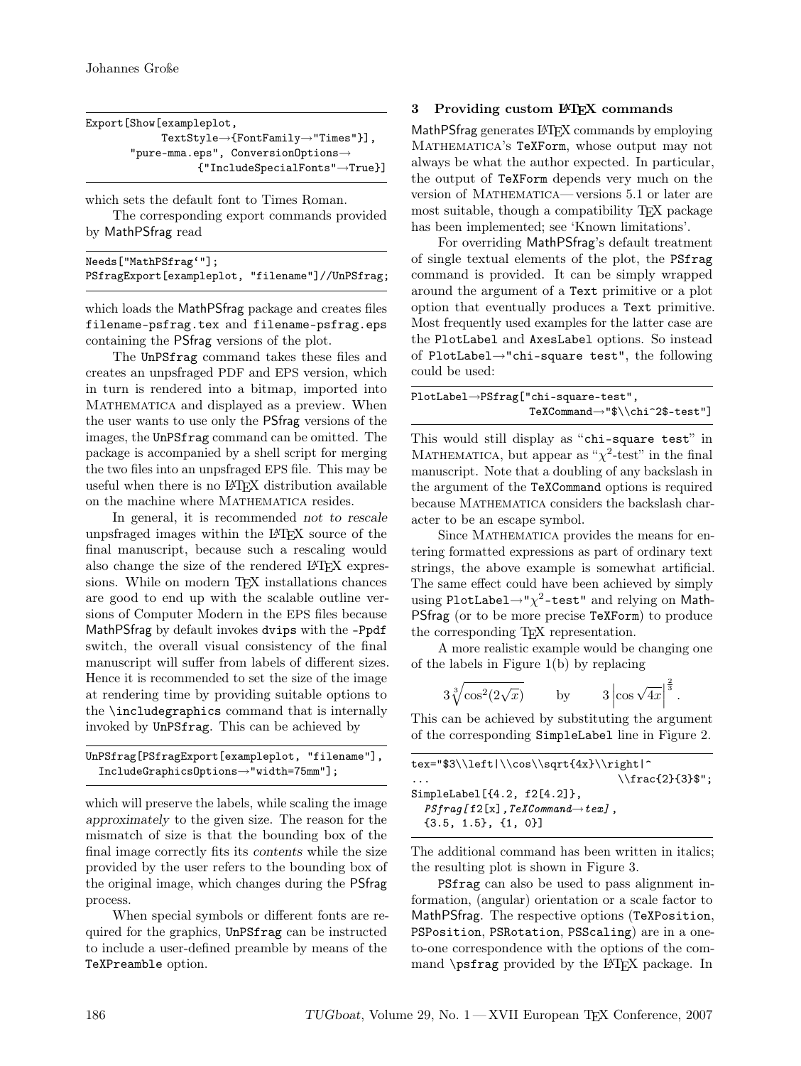```
Export[Show[exampleplot,
         TextStyle→{FontFamily→"Times"}],
     "pure-mma.eps", ConversionOptions→
              {"IncludeSpecialFonts"→True}]
```

which sets the default font to Times Roman.

The corresponding export commands provided by MathPSfrag read

```
Needs["MathPSfrag`"];
PSfragExport[exampleplot, "filename"]//UnPSfrag;
```

which loads the MathPSfrag package and creates files `filename-psfrag.tex` and `filename-psfrag.eps` containing the PSfrag versions of the plot.

The `UnPSfrag` command takes these files and creates an unpsfraged PDF and EPS version, which in turn is rendered into a bitmap, imported into Mathematica and displayed as a preview. When the user wants to use only the PSfrag versions of the images, the `UnPSfrag` command can be omitted. The package is accompanied by a shell script for merging the two files into an unpsfraged EPS file. This may be useful when there is no LaTeX distribution available on the machine where Mathematica resides.

In general, it is recommended *not to rescale* unpsfraged images within the LaTeX source of the final manuscript, because such a rescaling would also change the size of the rendered LaTeX expressions. While on modern TeX installations chances are good to end up with the scalable outline versions of Computer Modern in the EPS files because MathPSfrag by default invokes `dvips` with the `-Ppdf` switch, the overall visual consistency of the final manuscript will suffer from labels of different sizes. Hence it is recommended to set the size of the image at rendering time by providing suitable options to the `\includegraphics` command that is internally invoked by `UnPSfrag`. This can be achieved by

```
UnPSfrag[PSfragExport[exampleplot, "filename"],
  IncludeGraphicsOptions→"width=75mm"];
```

which will preserve the labels, while scaling the image *approximately* to the given size. The reason for the mismatch of size is that the bounding box of the final image correctly fits its *contents* while the size provided by the user refers to the bounding box of the original image, which changes during the PSfrag process.

When special symbols or different fonts are required for the graphics, `UnPSfrag` can be instructed to include a user-defined preamble by means of the `TeXPreamble` option.

## 3 Providing custom LaTeX commands

MathPSfrag generates LaTeX commands by employing Mathematica's `TeXForm`, whose output may not always be what the author expected. In particular, the output of `TeXForm` depends very much on the version of Mathematica— versions 5.1 or later are most suitable, though a compatibility TeX package has been implemented; see 'Known limitations'.

For overriding MathPSfrag's default treatment of single textual elements of the plot, the `PSfrag` command is provided. It can be simply wrapped around the argument of a `Text` primitive or a plot option that eventually produces a `Text` primitive. Most frequently used examples for the latter case are the `PlotLabel` and `AxesLabel` options. So instead of `PlotLabel→"chi-square test"`, the following could be used:

```
PlotLabel→PSfrag["chi-square-test",
                 TeXCommand→"$\\chi^2$-test"]
```

This would still display as "`chi-square test`" in Mathematica, but appear as "$\chi^2$-test" in the final manuscript. Note that a doubling of any backslash in the argument of the `TeXCommand` options is required because Mathematica considers the backslash character to be an escape symbol.

Since Mathematica provides the means for entering formatted expressions as part of ordinary text strings, the above example is somewhat artificial. The same effect could have been achieved by simply using `PlotLabel→"`$\chi^2$`-test"` and relying on MathPSfrag (or to be more precise `TeXForm`) to produce the corresponding TeX representation.

A more realistic example would be changing one of the labels in Figure 1(b) by replacing

$$3\sqrt[3]{\cos^2(2\sqrt{x})} \qquad \text{by} \qquad 3\left|\cos\sqrt{4x}\right|^{\frac{2}{3}}.$$

This can be achieved by substituting the argument of the corresponding `SimpleLabel` line in Figure 2.

```
tex="$3\\left|\\cos\\sqrt{4x}\\right|^
...                           \\frac{2}{3}$";
SimpleLabel[{4.2, f2[4.2]},
  PSfrag[f2[x],TeXCommand→tex],
  {3.5, 1.5}, {1, 0}]
```

The additional command has been written in italics; the resulting plot is shown in Figure 3.

`PSfrag` can also be used to pass alignment information, (angular) orientation or a scale factor to MathPSfrag. The respective options (`TeXPosition`, `PSPosition`, `PSRotation`, `PSScaling`) are in a one-to-one correspondence with the options of the command `\psfrag` provided by the LaTeX package. In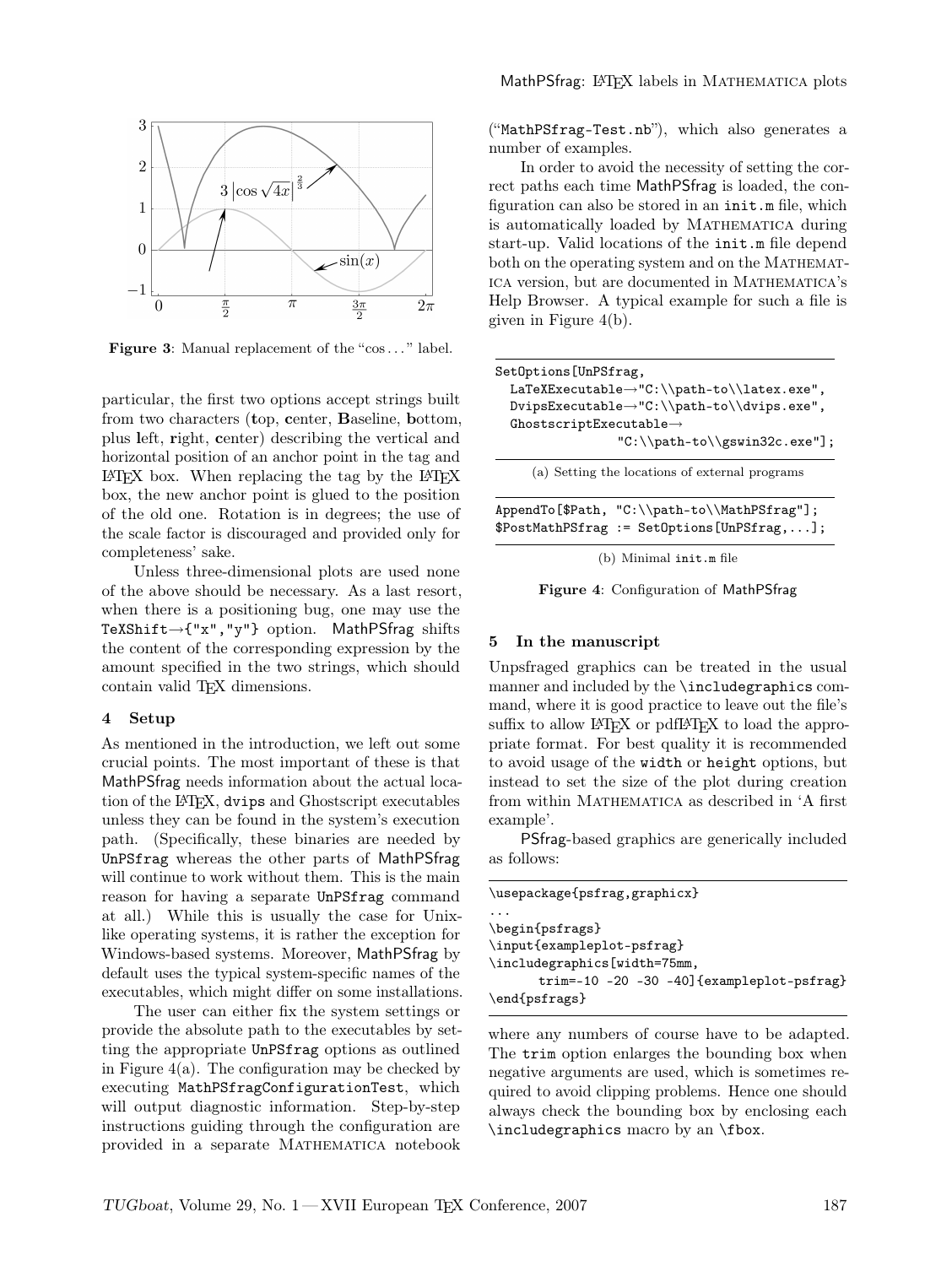Figure 3: Manual replacement of the "cos . . . " label.

particular, the first two options accept strings built from two characters (**t**op, **c**enter, **B**aseline, **b**ottom, plus **l**eft, **r**ight, **c**enter) describing the vertical and horizontal position of an anchor point in the tag and LaTeX box. When replacing the tag by the LaTeX box, the new anchor point is glued to the position of the old one. Rotation is in degrees; the use of the scale factor is discouraged and provided only for completeness' sake.

Unless three-dimensional plots are used none of the above should be necessary. As a last resort, when there is a positioning bug, one may use the `TeXShift→{"x","y"}` option. MathPSfrag shifts the content of the corresponding expression by the amount specified in the two strings, which should contain valid TeX dimensions.

## 4 Setup

As mentioned in the introduction, we left out some crucial points. The most important of these is that MathPSfrag needs information about the actual location of the LaTeX, `dvips` and Ghostscript executables unless they can be found in the system's execution path. (Specifically, these binaries are needed by `UnPSfrag` whereas the other parts of MathPSfrag will continue to work without them. This is the main reason for having a separate `UnPSfrag` command at all.) While this is usually the case for Unix-like operating systems, it is rather the exception for Windows-based systems. Moreover, MathPSfrag by default uses the typical system-specific names of the executables, which might differ on some installations.

The user can either fix the system settings or provide the absolute path to the executables by setting the appropriate `UnPSfrag` options as outlined in Figure 4(a). The configuration may be checked by executing `MathPSfragConfigurationTest`, which will output diagnostic information. Step-by-step instructions guiding through the configuration are provided in a separate Mathematica notebook ("`MathPSfrag-Test.nb`"), which also generates a number of examples.

In order to avoid the necessity of setting the correct paths each time MathPSfrag is loaded, the configuration can also be stored in an `init.m` file, which is automatically loaded by Mathematica during start-up. Valid locations of the `init.m` file depend both on the operating system and on the Mathematica version, but are documented in Mathematica's Help Browser. A typical example for such a file is given in Figure 4(b).

```
SetOptions[UnPSfrag,
  LaTeXExecutable→"C:\\path-to\\latex.exe",
  DvipsExecutable→"C:\\path-to\\dvips.exe",
  GhostscriptExecutable→
              "C:\\path-to\\gswin32c.exe"];
```

(a) Setting the locations of external programs

```
AppendTo[$Path, "C:\\path-to\\MathPSfrag"];
$PostMathPSfrag := SetOptions[UnPSfrag,...];
```

(b) Minimal `init.m` file

**Figure 4**: Configuration of MathPSfrag

## 5 In the manuscript

Unpsfraged graphics can be treated in the usual manner and included by the `\includegraphics` command, where it is good practice to leave out the file's suffix to allow LaTeX or pdfLaTeX to load the appropriate format. For best quality it is recommended to avoid usage of the `width` or `height` options, but instead to set the size of the plot during creation from within Mathematica as described in 'A first example'.

PSfrag-based graphics are generically included as follows:

```
\usepackage{psfrag,graphicx}
...
\begin{psfrags}
\input{exampleplot-psfrag}
\includegraphics[width=75mm,
      trim=-10 -20 -30 -40]{exampleplot-psfrag}
\end{psfrags}
```

where any numbers of course have to be adapted. The `trim` option enlarges the bounding box when negative arguments are used, which is sometimes required to avoid clipping problems. Hence one should always check the bounding box by enclosing each `\includegraphics` macro by an `\fbox`.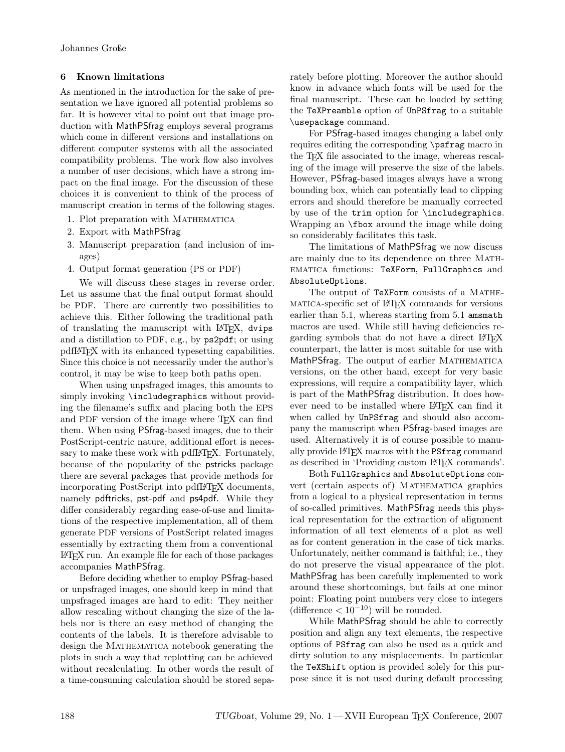## 6 Known limitations

As mentioned in the introduction for the sake of presentation we have ignored all potential problems so far. It is however vital to point out that image production with MathPSfrag employs several programs which come in different versions and installations on different computer systems with all the associated compatibility problems. The work flow also involves a number of user decisions, which have a strong impact on the final image. For the discussion of these choices it is convenient to think of the process of manuscript creation in terms of the following stages.

1. Plot preparation with Mathematica
2. Export with MathPSfrag
3. Manuscript preparation (and inclusion of images)
4. Output format generation (PS or PDF)

We will discuss these stages in reverse order. Let us assume that the final output format should be PDF. There are currently two possibilities to achieve this. Either following the traditional path of translating the manuscript with LaTeX, `dvips` and a distillation to PDF, e.g., by `ps2pdf`; or using pdfLaTeX with its enhanced typesetting capabilities. Since this choice is not necessarily under the author's control, it may be wise to keep both paths open.

When using unpsfraged images, this amounts to simply invoking `\includegraphics` without providing the filename's suffix and placing both the EPS and PDF version of the image where TeX can find them. When using PSfrag-based images, due to their PostScript-centric nature, additional effort is necessary to make these work with pdfLaTeX. Fortunately, because of the popularity of the pstricks package there are several packages that provide methods for incorporating PostScript into pdfLaTeX documents, namely pdftricks, pst-pdf and ps4pdf. While they differ considerably regarding ease-of-use and limitations of the respective implementation, all of them generate PDF versions of PostScript related images essentially by extracting them from a conventional LaTeX run. An example file for each of those packages accompanies MathPSfrag.

Before deciding whether to employ PSfrag-based or unpsfraged images, one should keep in mind that unpsfraged images are hard to edit: They neither allow rescaling without changing the size of the labels nor is there an easy method of changing the contents of the labels. It is therefore advisable to design the Mathematica notebook generating the plots in such a way that replotting can be achieved without recalculating. In other words the result of a time-consuming calculation should be stored separately before plotting. Moreover the author should know in advance which fonts will be used for the final manuscript. These can be loaded by setting the `TeXPreamble` option of `UnPSfrag` to a suitable `\usepackage` command.

For PSfrag-based images changing a label only requires editing the corresponding `\psfrag` macro in the TeX file associated to the image, whereas rescaling of the image will preserve the size of the labels. However, PSfrag-based images always have a wrong bounding box, which can potentially lead to clipping errors and should therefore be manually corrected by use of the `trim` option for `\includegraphics`. Wrapping an `\fbox` around the image while doing so considerably facilitates this task.

The limitations of MathPSfrag we now discuss are mainly due to its dependence on three Mathematica functions: `TeXForm`, `FullGraphics` and `AbsoluteOptions`.

The output of `TeXForm` consists of a Mathematica-specific set of LaTeX commands for versions earlier than 5.1, whereas starting from 5.1 `amsmath` macros are used. While still having deficiencies regarding symbols that do not have a direct LaTeX counterpart, the latter is most suitable for use with MathPSfrag. The output of earlier Mathematica versions, on the other hand, except for very basic expressions, will require a compatibility layer, which is part of the MathPSfrag distribution. It does however need to be installed where LaTeX can find it when called by `UnPSfrag` and should also accompany the manuscript when PSfrag-based images are used. Alternatively it is of course possible to manually provide LaTeX macros with the `PSfrag` command as described in 'Providing custom LaTeX commands'.

Both `FullGraphics` and `AbsoluteOptions` convert (certain aspects of) Mathematica graphics from a logical to a physical representation in terms of so-called primitives. MathPSfrag needs this physical representation for the extraction of alignment information of all text elements of a plot as well as for content generation in the case of tick marks. Unfortunately, neither command is faithful; i.e., they do not preserve the visual appearance of the plot. MathPSfrag has been carefully implemented to work around these shortcomings, but fails at one minor point: Floating point numbers very close to integers (difference $< 10^{-10}$) will be rounded.

While MathPSfrag should be able to correctly position and align any text elements, the respective options of `PSfrag` can also be used as a quick and dirty solution to any misplacements. In particular the `TeXShift` option is provided solely for this purpose since it is not used during default processing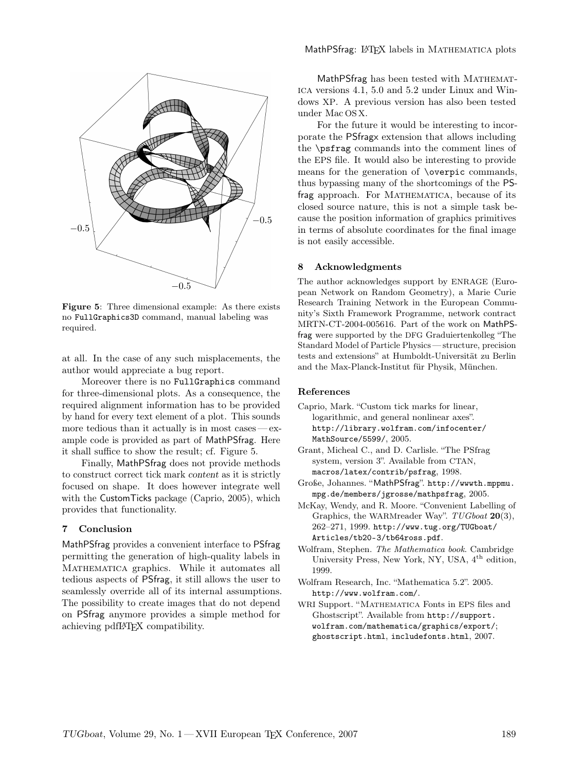−0.5

−0.5

−0.5

**Figure 5**: Three dimensional example: As there exists no `FullGraphics3D` command, manual labeling was required.

at all. In the case of any such misplacements, the author would appreciate a bug report.

Moreover there is no `FullGraphics` command for three-dimensional plots. As a consequence, the required alignment information has to be provided by hand for every text element of a plot. This sounds more tedious than it actually is in most cases — example code is provided as part of MathPSfrag. Here it shall suffice to show the result; cf. Figure 5.

Finally, MathPSfrag does not provide methods to construct correct tick mark *content* as it is strictly focused on shape. It does however integrate well with the CustomTicks package (Caprio, 2005), which provides that functionality.

## 7 Conclusion

MathPSfrag provides a convenient interface to PSfrag permitting the generation of high-quality labels in Mathematica graphics. While it automates all tedious aspects of PSfrag, it still allows the user to seamlessly override all of its internal assumptions. The possibility to create images that do not depend on PSfrag anymore provides a simple method for achieving pdfLaTeX compatibility.

MathPSfrag has been tested with Mathematica versions 4.1, 5.0 and 5.2 under Linux and Windows XP. A previous version has also been tested under Mac OS X.

For the future it would be interesting to incorporate the PSfragx extension that allows including the `\psfrag` commands into the comment lines of the EPS file. It would also be interesting to provide means for the generation of `\overpic` commands, thus bypassing many of the shortcomings of the PSfrag approach. For Mathematica, because of its closed source nature, this is not a simple task because the position information of graphics primitives in terms of absolute coordinates for the final image is not easily accessible.

## 8 Acknowledgments

The author acknowledges support by ENRAGE (European Network on Random Geometry), a Marie Curie Research Training Network in the European Community's Sixth Framework Programme, network contract MRTN-CT-2004-005616. Part of the work on MathPSfrag were supported by the DFG Graduiertenkolleg "The Standard Model of Particle Physics — structure, precision tests and extensions" at Humboldt-Universität zu Berlin and the Max-Planck-Institut für Physik, München.

## References

Caprio, Mark. "Custom tick marks for linear, logarithmic, and general nonlinear axes". `http://library.wolfram.com/infocenter/MathSource/5599/`, 2005.

Grant, Micheal C., and D. Carlisle. "The PSfrag system, version 3". Available from CTAN, `macros/latex/contrib/psfrag`, 1998.

Große, Johannes. "MathPSfrag". `http://wwwth.mppmu.mpg.de/members/jgrosse/mathpsfrag`, 2005.

McKay, Wendy, and R. Moore. "Convenient Labelling of Graphics, the WARMreader Way". *TUGboat* **20**(3), 262–271, 1999. `http://www.tug.org/TUGboat/Articles/tb20-3/tb64ross.pdf`.

Wolfram, Stephen. *The Mathematica book*. Cambridge University Press, New York, NY, USA, 4th edition, 1999.

Wolfram Research, Inc. "Mathematica 5.2". 2005. `http://www.wolfram.com/`.

WRI Support. "Mathematica Fonts in EPS files and Ghostscript". Available from `http://support.wolfram.com/mathematica/graphics/export/`; `ghostscript.html`, `includefonts.html`, 2007.